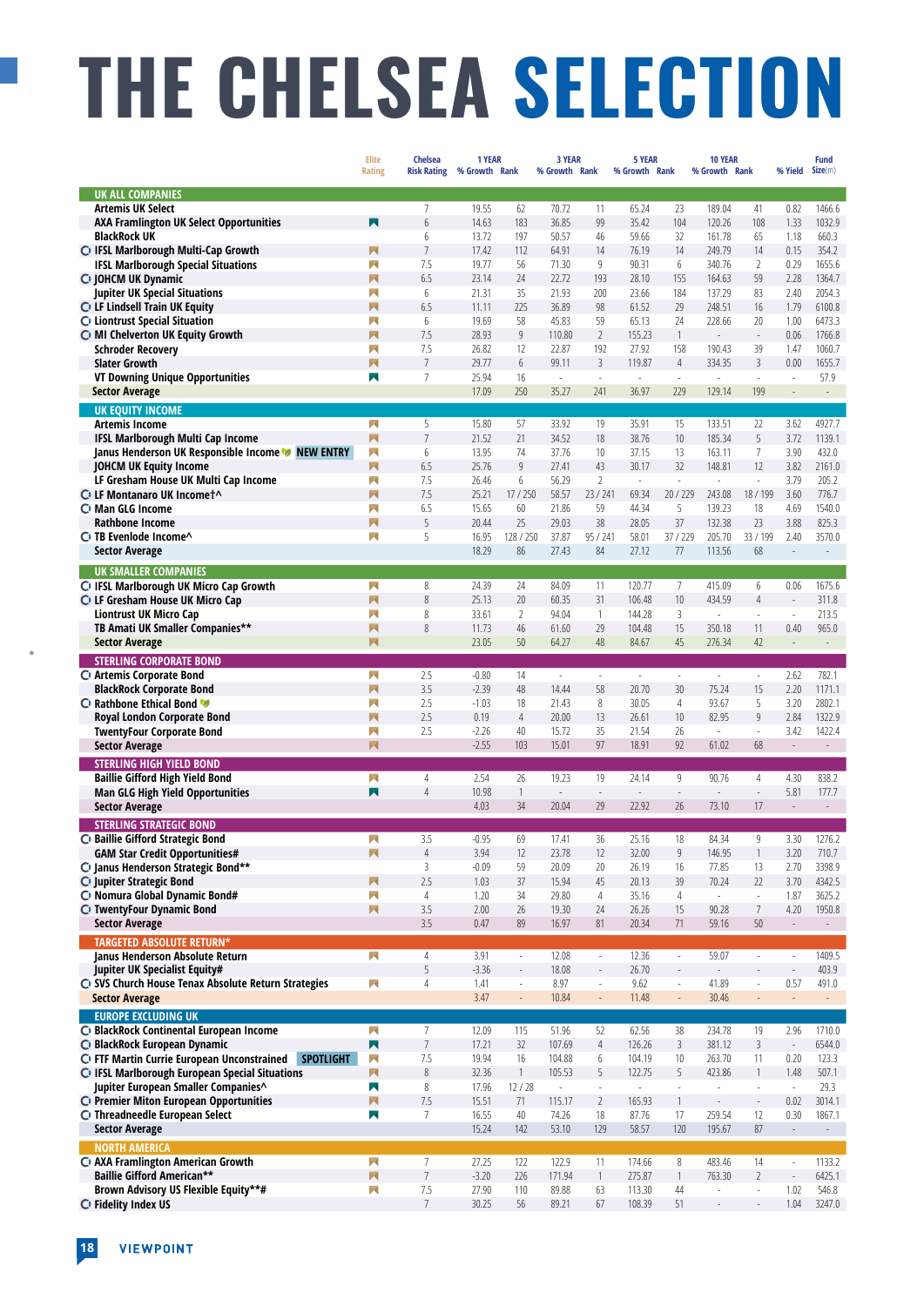# THE CHELSEA SELECTION

| | Elite Rating | Chelsea Risk Rating | 1 YEAR % Growth | 1 YEAR Rank | 3 YEAR % Growth | 3 YEAR Rank | 5 YEAR % Growth | 5 YEAR Rank | 10 YEAR % Growth | 10 YEAR Rank | % Yield | Fund Size(m) |
|---|---|---|---|---|---|---|---|---|---|---|---|---|
| **UK ALL COMPANIES** | | | | | | | | | | | | |
| Artemis UK Select | | 7 | 19.55 | 62 | 70.72 | 11 | 65.24 | 23 | 189.04 | 41 | 0.82 | 1466.6 |
| AXA Framlington UK Select Opportunities | | 6 | 14.63 | 183 | 36.85 | 99 | 35.42 | 104 | 120.26 | 108 | 1.33 | 1032.9 |
| BlackRock UK | | 6 | 13.72 | 197 | 50.57 | 46 | 59.66 | 32 | 161.78 | 65 | 1.18 | 660.3 |
| IFSL Marlborough Multi-Cap Growth | | 7 | 17.42 | 112 | 64.91 | 14 | 76.19 | 14 | 249.79 | 14 | 0.15 | 354.2 |
| IFSL Marlborough Special Situations | | 7.5 | 19.77 | 56 | 71.30 | 9 | 90.31 | 6 | 340.76 | 2 | 0.29 | 1655.6 |
| JOHCM UK Dynamic | | 6.5 | 23.14 | 24 | 22.72 | 193 | 28.10 | 155 | 164.63 | 59 | 2.28 | 1364.7 |
| Jupiter UK Special Situations | | 6 | 21.31 | 35 | 21.93 | 200 | 23.66 | 184 | 137.29 | 83 | 2.40 | 2054.3 |
| LF Lindsell Train UK Equity | | 6.5 | 11.11 | 225 | 36.89 | 98 | 61.52 | 29 | 248.51 | 16 | 1.79 | 6100.8 |
| Liontrust Special Situation | | 6 | 19.69 | 58 | 45.83 | 59 | 65.13 | 24 | 228.66 | 20 | 1.00 | 6473.3 |
| MI Chelverton UK Equity Growth | | 7.5 | 28.93 | 9 | 110.80 | 2 | 155.23 | 1 | - | - | 0.06 | 1766.8 |
| Schroder Recovery | | 7.5 | 26.82 | 12 | 22.87 | 192 | 27.92 | 158 | 190.43 | 39 | 1.47 | 1060.7 |
| Slater Growth | | 7 | 29.77 | 6 | 99.11 | 3 | 119.87 | 4 | 334.35 | 3 | 0.00 | 1655.7 |
| VT Downing Unique Opportunities | | 7 | 25.94 | 16 | - | - | - | - | - | - | - | 57.9 |
| Sector Average | | | 17.09 | 250 | 35.27 | 241 | 36.97 | 229 | 129.14 | 199 | - | - |
| **UK EQUITY INCOME** | | | | | | | | | | | | |
| Artemis Income | | 5 | 15.80 | 57 | 33.92 | 19 | 35.91 | 15 | 133.51 | 22 | 3.62 | 4927.7 |
| IFSL Marlborough Multi Cap Income | | 7 | 21.52 | 21 | 34.52 | 18 | 38.76 | 10 | 185.34 | 5 | 3.72 | 1139.1 |
| Janus Henderson UK Responsible Income NEW ENTRY | | 6 | 13.95 | 74 | 37.76 | 10 | 37.15 | 13 | 163.11 | 7 | 3.90 | 432.0 |
| JOHCM UK Equity Income | | 6.5 | 25.76 | 9 | 27.41 | 42 | 30.17 | 32 | 148.81 | 12 | 3.82 | 2161.0 |
| LF Gresham House UK Multi Cap Income | | 7.5 | 26.46 | 6 | 56.29 | 2 | - | - | - | - | 3.79 | 205.2 |
| LF Montanaro UK Income†^ | | 7.5 | 25.21 | 17 / 250 | 58.57 | 23 / 241 | 69.34 | 20 / 229 | 243.08 | 18 / 199 | 3.60 | 776.7 |
| Man GLG Income | | 6.5 | 15.65 | 60 | 21.86 | 59 | 44.34 | 5 | 139.23 | 18 | 4.69 | 1540.0 |
| Rathbone Income | | 5 | 20.44 | 25 | 29.03 | 38 | 28.05 | 37 | 132.38 | 23 | 3.88 | 825.3 |
| TB Evenlode Income^ | | 5 | 16.95 | 128 / 250 | 37.87 | 95 / 241 | 58.01 | 37 / 229 | 205.70 | 33 / 199 | 2.40 | 3570.0 |
| Sector Average | | | 18.29 | 86 | 27.43 | 84 | 27.12 | 77 | 113.56 | 68 | - | - |
| **UK SMALLER COMPANIES** | | | | | | | | | | | | |
| IFSL Marlborough UK Micro Cap Growth | | 8 | 24.39 | 24 | 84.09 | 11 | 120.77 | 7 | 415.09 | 6 | 0.06 | 1675.6 |
| LF Gresham House UK Micro Cap | | 8 | 25.13 | 20 | 60.35 | 31 | 106.48 | 10 | 434.59 | 4 | - | 311.8 |
| Liontrust UK Micro Cap | | 8 | 33.61 | 2 | 94.04 | 1 | 144.28 | 3 | - | - | - | 213.5 |
| TB Amati UK Smaller Companies** | | 8 | 11.73 | 46 | 61.60 | 29 | 104.48 | 15 | 350.18 | 11 | 0.40 | 965.0 |
| Sector Average | | | 23.05 | 50 | 64.27 | 48 | 84.67 | 45 | 276.34 | 42 | - | - |
| **STERLING CORPORATE BOND** | | | | | | | | | | | | |
| Artemis Corporate Bond | | 2.5 | -0.80 | 14 | - | - | - | - | - | - | 2.62 | 782.1 |
| BlackRock Corporate Bond | | 3.5 | -2.39 | 48 | 14.44 | 58 | 20.70 | 30 | 75.24 | 15 | 2.20 | 1171.1 |
| Rathbone Ethical Bond | | 2.5 | -1.03 | 18 | 21.43 | 8 | 30.05 | 4 | 93.67 | 5 | 3.20 | 2802.1 |
| Royal London Corporate Bond | | 2.5 | 0.19 | 4 | 20.00 | 13 | 26.61 | 10 | 82.95 | 9 | 2.84 | 1322.9 |
| TwentyFour Corporate Bond | | 2.5 | -2.26 | 40 | 15.72 | 35 | 21.54 | 26 | - | - | 3.42 | 1422.4 |
| Sector Average | | | -2.55 | 103 | 15.01 | 97 | 18.91 | 92 | 61.02 | 68 | - | - |
| **STERLING HIGH YIELD BOND** | | | | | | | | | | | | |
| Baillie Gifford High Yield Bond | | 4 | 2.54 | 26 | 19.23 | 19 | 24.14 | 9 | 90.76 | 4 | 4.30 | 838.2 |
| Man GLG High Yield Opportunities | | 4 | 10.98 | 1 | - | - | - | - | - | - | 5.81 | 177.7 |
| Sector Average | | | 4.03 | 34 | 20.04 | 29 | 22.92 | 26 | 73.10 | 17 | - | - |
| **STERLING STRATEGIC BOND** | | | | | | | | | | | | |
| Baillie Gifford Strategic Bond | | 3.5 | -0.95 | 69 | 17.41 | 36 | 25.16 | 18 | 84.34 | 9 | 3.30 | 1276.2 |
| GAM Star Credit Opportunities# | | 4 | 3.94 | 12 | 23.78 | 12 | 32.00 | 9 | 146.95 | 1 | 3.20 | 710.7 |
| Janus Henderson Strategic Bond** | | 3 | -0.09 | 59 | 20.09 | 20 | 26.19 | 16 | 77.85 | 13 | 2.70 | 3398.9 |
| Jupiter Strategic Bond | | 2.5 | 1.03 | 37 | 15.94 | 39 | 20.13 | 39 | 70.24 | 22 | 3.70 | 4342.5 |
| Nomura Global Dynamic Bond# | | 4 | 1.20 | 34 | 29.80 | 4 | 35.16 | 4 | - | - | 1.87 | 3625.2 |
| TwentyFour Dynamic Bond | | 3.5 | 2.00 | 26 | 19.30 | 24 | 26.26 | 15 | 90.28 | 7 | 4.20 | 1950.8 |
| Sector Average | | 3.5 | 0.47 | 89 | 16.97 | 81 | 20.34 | 71 | 59.16 | 50 | - | - |
| **TARGETED ABSOLUTE RETURN*** | | | | | | | | | | | | |
| Janus Henderson Absolute Return | | 4 | 3.91 | - | 12.08 | - | 12.36 | - | 59.07 | - | - | 1409.5 |
| Jupiter UK Specialist Equity# | | 5 | -3.36 | - | 18.08 | - | 26.70 | - | - | - | - | 403.9 |
| SVS Church House Tenax Absolute Return Strategies | | 4 | 1.41 | - | 8.97 | - | 9.62 | - | 41.89 | - | 0.57 | 491.0 |
| Sector Average | | | 3.47 | - | 10.84 | - | 11.48 | - | 30.46 | - | - | - |
| **EUROPE EXCLUDING UK** | | | | | | | | | | | | |
| BlackRock Continental European Income | | 7 | 12.09 | 115 | 51.96 | 52 | 62.56 | 38 | 234.78 | 19 | 2.96 | 1710.0 |
| BlackRock European Dynamic | | 7 | 17.21 | 32 | 107.69 | 4 | 126.26 | 3 | 381.12 | 3 | - | 6544.0 |
| FTF Martin Currie European Unconstrained SPOTLIGHT | | 7.5 | 19.94 | 16 | 104.88 | 6 | 104.19 | 10 | 263.70 | 11 | 0.20 | 123.3 |
| IFSL Marlborough European Special Situations | | 8 | 32.36 | 1 | 105.53 | 5 | 122.75 | 5 | 423.86 | 1 | 1.48 | 507.1 |
| Jupiter European Smaller Companies^ | | 8 | 17.96 | 12 / 28 | - | - | - | - | - | - | - | 29.3 |
| Premier Miton European Opportunities | | 7.5 | 15.51 | 71 | 115.17 | 2 | 165.93 | 1 | - | - | 0.02 | 3014.1 |
| Threadneedle European Select | | 7 | 16.55 | 40 | 74.26 | 18 | 87.76 | 17 | 259.54 | 12 | 0.30 | 1867.1 |
| Sector Average | | | 15.24 | 142 | 53.10 | 129 | 58.57 | 120 | 195.67 | 87 | - | - |
| **NORTH AMERICA** | | | | | | | | | | | | |
| AXA Framlington American Growth | | 7 | 27.25 | 122 | 122.9 | 11 | 174.66 | 8 | 483.46 | 14 | - | 1133.2 |
| Baillie Gifford American** | | 7 | -3.20 | 226 | 171.94 | 1 | 275.87 | 1 | 763.30 | 2 | - | 6425.1 |
| Brown Advisory US Flexible Equity**# | | 7.5 | 27.90 | 110 | 89.88 | 63 | 113.30 | 44 | - | - | 1.02 | 546.8 |
| Fidelity Index US | | 7 | 30.25 | 56 | 89.21 | 67 | 108.39 | 51 | - | - | 1.04 | 3247.0 |

VIEWPOINT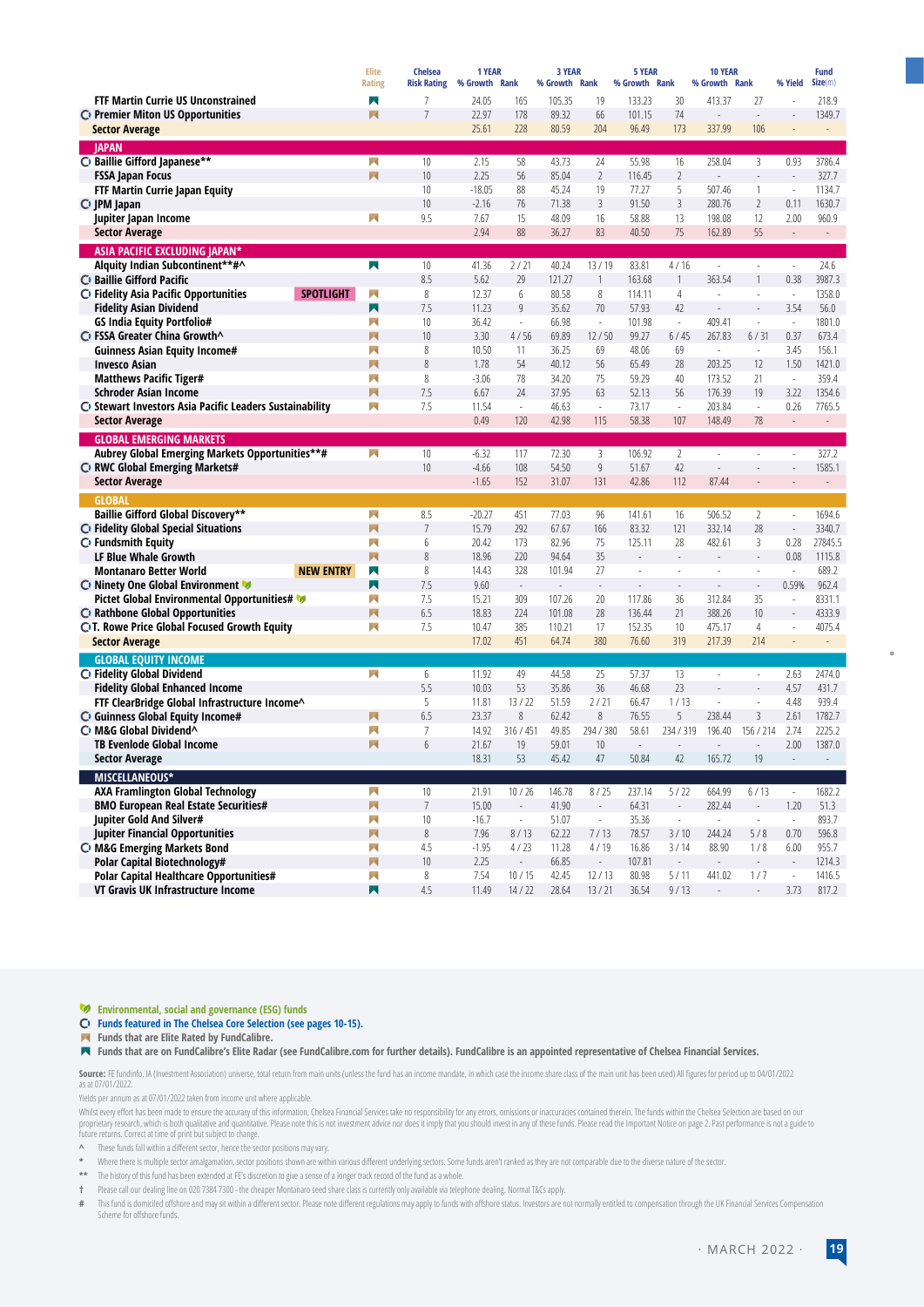| | Elite Rating | Chelsea Risk Rating | 1 YEAR % Growth | 1 YEAR Rank | 3 YEAR % Growth | 3 YEAR Rank | 5 YEAR % Growth | 5 YEAR Rank | 10 YEAR % Growth | 10 YEAR Rank | % Yield | Fund Size(m) |
|---|---|---|---|---|---|---|---|---|---|---|---|---|
| **FTF Martin Currie US Unconstrained** | ⚑ | 7 | 24.05 | 165 | 105.35 | 19 | 133.23 | 30 | 413.37 | 27 | - | 218.9 |
| **Premier Miton US Opportunities** | ⚑ | 7 | 22.97 | 178 | 89.32 | 66 | 101.15 | 74 | - | - | - | 1349.7 |
| **Sector Average** | | | 25.61 | 228 | 80.59 | 204 | 96.49 | 173 | 337.99 | 106 | - | - |
| **JAPAN** | | | | | | | | | | | | |
| **Baillie Gifford Japanese**** | ⚑ | 10 | 2.15 | 58 | 43.73 | 24 | 55.98 | 16 | 258.04 | 3 | 0.93 | 3786.4 |
| **FSSA Japan Focus** | ⚑ | 10 | 2.25 | 56 | 85.04 | 2 | 116.45 | 2 | - | - | - | 327.7 |
| **FTF Martin Currie Japan Equity** | | 10 | -18.05 | 88 | 45.24 | 19 | 77.27 | 5 | 507.46 | 1 | - | 1134.7 |
| **JPM Japan** | | 10 | -2.16 | 76 | 71.38 | 3 | 91.50 | 3 | 280.76 | 2 | 0.11 | 1630.7 |
| **Jupiter Japan Income** | ⚑ | 9.5 | 7.67 | 15 | 48.09 | 16 | 58.88 | 13 | 198.08 | 12 | 2.00 | 960.9 |
| **Sector Average** | | | 2.94 | 88 | 36.27 | 83 | 40.50 | 75 | 162.89 | 55 | - | - |
| **ASIA PACIFIC EXCLUDING JAPAN*** | | | | | | | | | | | | |
| **Alquity Indian Subcontinent**#^** | ⚑ | 10 | 41.36 | 2 / 21 | 40.24 | 13 / 19 | 83.81 | 4 / 16 | - | - | - | 24.6 |
| **Baillie Gifford Pacific** | | 8.5 | 5.62 | 29 | 121.27 | 1 | 163.68 | 1 | 363.54 | 1 | 0.38 | 3987.3 |
| **Fidelity Asia Pacific Opportunities** SPOTLIGHT | ⚑ | 8 | 12.37 | 6 | 80.58 | 8 | 114.11 | 4 | - | - | - | 1358.0 |
| **Fidelity Asian Dividend** | ⚑ | 7.5 | 11.23 | 9 | 35.62 | 70 | 57.93 | 42 | - | - | 3.54 | 56.0 |
| **GS India Equity Portfolio#** | ⚑ | 10 | 36.42 | - | 66.98 | - | 101.98 | - | 409.41 | - | - | 1801.0 |
| **FSSA Greater China Growth^** | ⚑ | 10 | 3.30 | 4 / 56 | 69.89 | 12 / 50 | 99.27 | 6 / 45 | 267.83 | 6 / 31 | 0.37 | 673.4 |
| **Guinness Asian Equity Income#** | ⚑ | 8 | 10.50 | 11 | 36.25 | 69 | 48.06 | 69 | - | - | 3.45 | 156.1 |
| **Invesco Asian** | ⚑ | 8 | 1.78 | 54 | 40.12 | 56 | 65.49 | 28 | 203.25 | 12 | 1.50 | 1421.0 |
| **Matthews Pacific Tiger#** | ⚑ | 8 | -3.06 | 78 | 34.20 | 75 | 59.29 | 40 | 173.52 | 21 | - | 359.4 |
| **Schroder Asian Income** | ⚑ | 7.5 | 6.67 | 24 | 37.95 | 63 | 52.13 | 56 | 176.39 | 19 | 3.22 | 1354.6 |
| **Stewart Investors Asia Pacific Leaders Sustainability** | ⚑ | 7.5 | 11.54 | - | 46.63 | - | 73.17 | - | 203.84 | - | 0.26 | 7765.5 |
| **Sector Average** | | | 0.49 | 120 | 42.98 | 115 | 58.38 | 107 | 148.49 | 78 | - | - |
| **GLOBAL EMERGING MARKETS** | | | | | | | | | | | | |
| **Aubrey Global Emerging Markets Opportunities**#** | ⚑ | 10 | -6.32 | 117 | 72.30 | 3 | 106.92 | 2 | - | - | - | 327.2 |
| **RWC Global Emerging Markets#** | | 10 | -4.66 | 108 | 54.50 | 9 | 51.67 | 42 | - | - | - | 1585.1 |
| **Sector Average** | | | -1.65 | 152 | 31.07 | 131 | 42.86 | 112 | 87.44 | - | - | - |
| **GLOBAL** | | | | | | | | | | | | |
| **Baillie Gifford Global Discovery**** | ⚑ | 8.5 | -20.27 | 451 | 77.03 | 96 | 141.61 | 16 | 506.52 | 2 | - | 1694.6 |
| **Fidelity Global Special Situations** | ⚑ | 7 | 15.79 | 292 | 67.67 | 166 | 83.32 | 121 | 332.14 | 28 | - | 3340.7 |
| **Fundsmith Equity** | ⚑ | 6 | 20.42 | 173 | 82.96 | 75 | 125.11 | 28 | 482.61 | 3 | 0.28 | 27845.5 |
| **LF Blue Whale Growth** | ⚑ | 8 | 18.96 | 220 | 94.64 | 35 | - | - | - | - | 0.08 | 1115.8 |
| **Montanaro Better World** NEW ENTRY | ⚑ | 8 | 14.43 | 328 | 101.94 | 27 | - | - | - | - | - | 689.2 |
| **Ninety One Global Environment** | ⚑ | 7.5 | 9.60 | - | - | - | - | - | - | - | 0.59% | 962.4 |
| **Pictet Global Environmental Opportunities#** | ⚑ | 7.5 | 15.21 | 309 | 107.26 | 20 | 117.86 | 36 | 312.84 | 35 | - | 8331.1 |
| **Rathbone Global Opportunities** | ⚑ | 6.5 | 18.83 | 224 | 101.08 | 28 | 136.44 | 21 | 388.26 | 10 | - | 4333.9 |
| **T. Rowe Price Global Focused Growth Equity** | ⚑ | 7.5 | 10.47 | 385 | 110.21 | 17 | 152.35 | 10 | 475.17 | 4 | - | 4075.4 |
| **Sector Average** | | | 17.02 | 451 | 64.74 | 380 | 76.60 | 319 | 217.39 | 214 | - | - |
| **GLOBAL EQUITY INCOME** | | | | | | | | | | | | |
| **Fidelity Global Dividend** | ⚑ | 6 | 11.92 | 49 | 44.58 | 25 | 57.37 | 13 | - | - | 2.63 | 2474.0 |
| **Fidelity Global Enhanced Income** | | 5.5 | 10.03 | 53 | 35.86 | 36 | 46.68 | 23 | - | - | 4.57 | 431.7 |
| **FTF ClearBridge Global Infrastructure Income^** | | 5 | 11.81 | 13 / 22 | 51.59 | 2 / 21 | 66.47 | 1 / 13 | - | - | 4.48 | 939.4 |
| **Guinness Global Equity Income#** | ⚑ | 6.5 | 23.37 | 8 | 62.42 | 8 | 76.55 | 5 | 238.44 | 3 | 2.61 | 1782.7 |
| **M&G Global Dividend^** | ⚑ | 7 | 14.92 | 316 / 451 | 49.85 | 294 / 380 | 58.61 | 234 / 319 | 196.40 | 156 / 214 | 2.74 | 2225.2 |
| **TB Evenlode Global Income** | ⚑ | 6 | 21.67 | 19 | 59.01 | 10 | - | - | - | - | 2.00 | 1387.0 |
| **Sector Average** | | | 18.31 | 53 | 45.42 | 47 | 50.84 | 42 | 165.72 | 19 | - | - |
| **MISCELLANEOUS*** | | | | | | | | | | | | |
| **AXA Framlington Global Technology** | ⚑ | 10 | 21.91 | 10 / 26 | 146.78 | 8 / 25 | 237.14 | 5 / 22 | 664.99 | 6 / 13 | - | 1682.2 |
| **BMO European Real Estate Securities#** | ⚑ | 7 | 15.00 | - | 41.90 | - | 64.31 | - | 282.44 | - | 1.20 | 51.3 |
| **Jupiter Gold And Silver#** | ⚑ | 10 | -16.7 | - | 51.07 | - | 35.36 | - | - | - | - | 893.7 |
| **Jupiter Financial Opportunities** | ⚑ | 8 | 7.96 | 8 / 13 | 62.22 | 7 / 13 | 78.57 | 3 / 10 | 244.24 | 5 / 8 | 0.70 | 596.8 |
| **M&G Emerging Markets Bond** | ⚑ | 4.5 | -1.95 | 4 / 23 | 11.28 | 4 / 19 | 16.86 | 3 / 14 | 88.90 | 1 / 8 | 6.00 | 955.7 |
| **Polar Capital Biotechnology#** | ⚑ | 10 | 2.25 | - | 66.85 | - | 107.81 | - | - | - | - | 1214.3 |
| **Polar Capital Healthcare Opportunities#** | ⚑ | 8 | 7.54 | 10 / 15 | 42.45 | 12 / 13 | 80.98 | 5 / 11 | 441.02 | 1 / 7 | - | 1416.5 |
| **VT Gravis UK Infrastructure Income** | ⚑ | 4.5 | 11.49 | 14 / 22 | 28.64 | 13 / 21 | 36.54 | 9 / 13 | - | - | 3.73 | 817.2 |

**Environmental, social and governance (ESG) funds**

**Funds featured in The Chelsea Core Selection (see pages 10-15).**

**Funds that are Elite Rated by FundCalibre.**

**Funds that are on FundCalibre's Elite Radar (see FundCalibre.com for further details). FundCalibre is an appointed representative of Chelsea Financial Services.**

**Source:** FE fundinfo, IA (Investment Association) universe, total return from main units (unless the fund has an income mandate, in which case the income share class of the main unit has been used) All figures for period up to 04/01/2022 as at 07/01/2022.

Yields per annum as at 07/01/2022 taken from income unit where applicable.

Whilst every effort has been made to ensure the accuracy of this information, Chelsea Financial Services take no responsibility for any errors, omissions or inaccuracies contained therein. The funds within the Chelsea Selection are based on our proprietary research, which is both qualitative and quantitative. Please note this is not investment advice nor does it imply that you should invest in any of these funds. Please read the Important Notice on page 2. Past performance is not a guide to future returns. Correct at time of print but subject to change.

^ These funds fall within a different sector, hence the sector positions may vary.

\* Where there is multiple sector amalgamation, sector positions shown are within various different underlying sectors. Some funds aren't ranked as they are not comparable due to the diverse nature of the sector.

** The history of this fund has been extended at FE's discretion to give a sense of a longer track record of the fund as a whole.

† Please call our dealing line on 020 7384 7300 - the cheaper Montanaro seed share class is currently only available via telephone dealing. Normal T&Cs apply.

\# This fund is domiciled offshore and may sit within a different sector. Please note different regulations may apply to funds with offshore status. Investors are not normally entitled to compensation through the UK Financial Services Compensation Scheme for offshore funds.